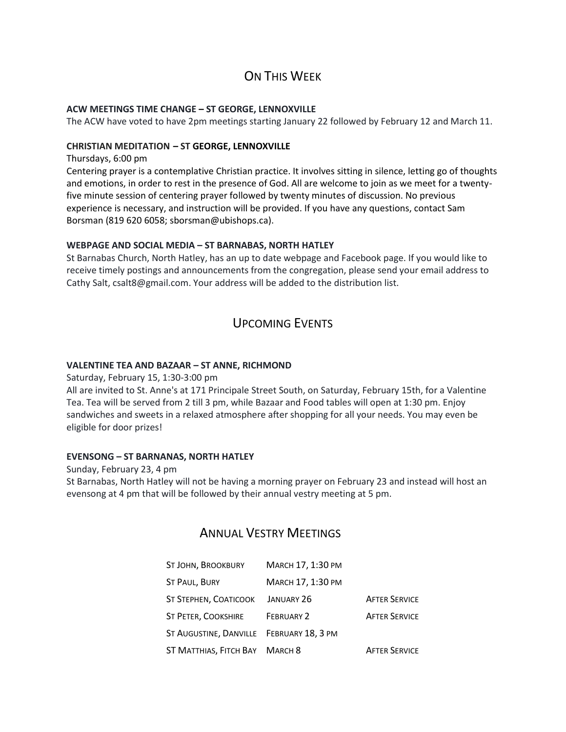## On This Week

**ACW MEETINGS TIME CHANGE – ST GEORGE, LENNOXVILLE**

The ACW have voted to have 2pm meetings starting January 22 followed by February 12 and March 11.

**CHRISTIAN MEDITATION – ST GEORGE, LENNOXVILLE**

Thursdays, 6:00 pm

Centering prayer is a contemplative Christian practice. It involves sitting in silence, letting go of thoughts and emotions, in order to rest in the presence of God. All are welcome to join as we meet for a twenty-five minute session of centering prayer followed by twenty minutes of discussion. No previous experience is necessary, and instruction will be provided. If you have any questions, contact Sam Borsman (819 620 6058; sborsman@ubishops.ca).

**WEBPAGE AND SOCIAL MEDIA – ST BARNABAS, NORTH HATLEY**

St Barnabas Church, North Hatley, has an up to date webpage and Facebook page. If you would like to receive timely postings and announcements from the congregation, please send your email address to Cathy Salt, csalt8@gmail.com. Your address will be added to the distribution list.

## Upcoming Events

**VALENTINE TEA AND BAZAAR – ST ANNE, RICHMOND**

Saturday, February 15, 1:30-3:00 pm

All are invited to St. Anne's at 171 Principale Street South, on Saturday, February 15th, for a Valentine Tea. Tea will be served from 2 till 3 pm, while Bazaar and Food tables will open at 1:30 pm. Enjoy sandwiches and sweets in a relaxed atmosphere after shopping for all your needs. You may even be eligible for door prizes!

**EVENSONG – ST BARNANAS, NORTH HATLEY**

Sunday, February 23, 4 pm

St Barnabas, North Hatley will not be having a morning prayer on February 23 and instead will host an evensong at 4 pm that will be followed by their annual vestry meeting at 5 pm.

## Annual Vestry Meetings

| | | |
|---|---|---|
| St John, Brookbury | March 17, 1:30 pm | |
| St Paul, Bury | March 17, 1:30 pm | |
| St Stephen, Coaticook | January 26 | After Service |
| St Peter, Cookshire | February 2 | After Service |
| St Augustine, Danville | February 18, 3 pm | |
| ST Matthias, Fitch Bay | March 8 | After Service |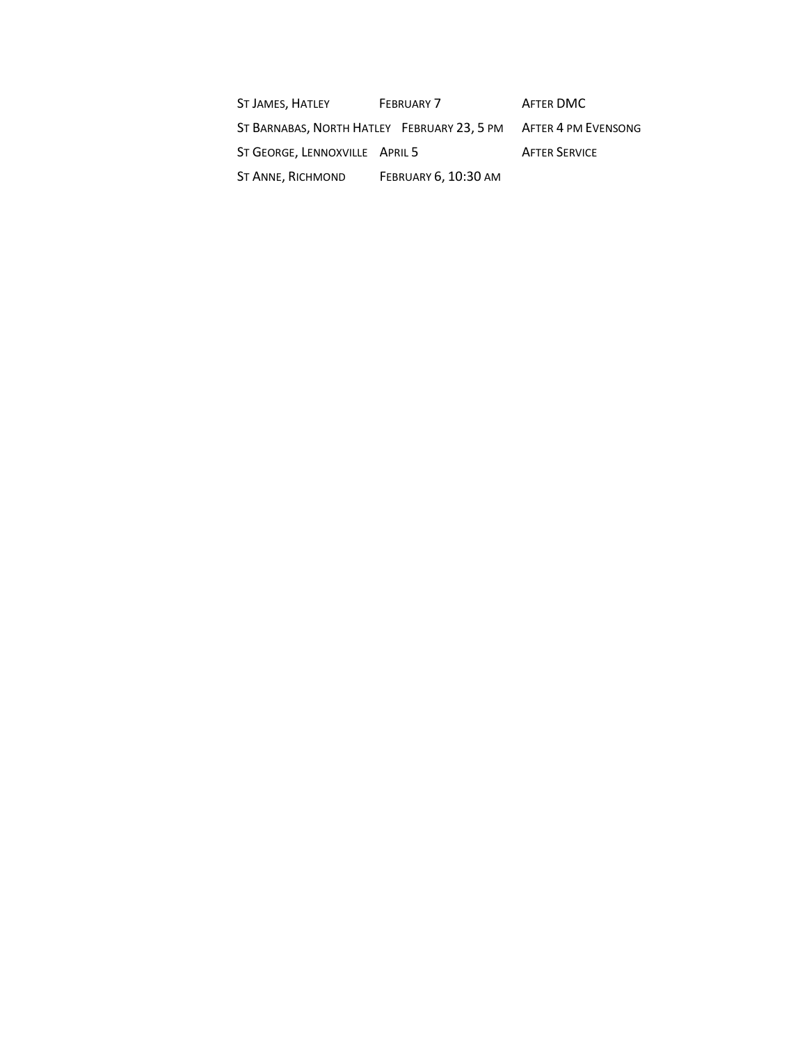| | | |
|---|---|---|
| ST JAMES, HATLEY | FEBRUARY 7 | AFTER DMC |
| ST BARNABAS, NORTH HATLEY | FEBRUARY 23, 5 PM | AFTER 4 PM EVENSONG |
| ST GEORGE, LENNOXVILLE | APRIL 5 | AFTER SERVICE |
| ST ANNE, RICHMOND | FEBRUARY 6, 10:30 AM | |